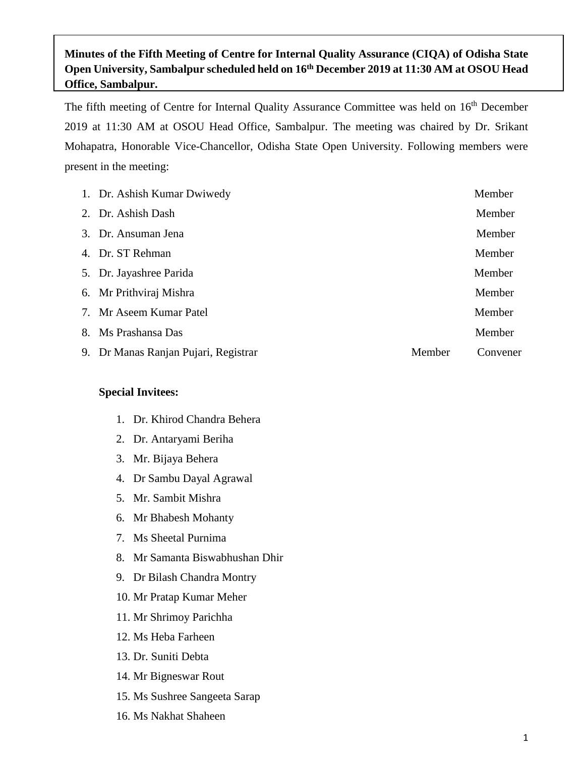**Minutes of the Fifth Meeting of Centre for Internal Quality Assurance (CIQA) of Odisha State Open University, Sambalpur scheduled held on 16th December 2019 at 11:30 AM at OSOU Head Office, Sambalpur.**

The fifth meeting of Centre for Internal Quality Assurance Committee was held on 16th December 2019 at 11:30 AM at OSOU Head Office, Sambalpur. The meeting was chaired by Dr. Srikant Mohapatra, Honorable Vice-Chancellor, Odisha State Open University. Following members were present in the meeting:

| | | |
|---|---|---|
| 1. Dr. Ashish Kumar Dwiwedy | | Member |
| 2. Dr. Ashish Dash | | Member |
| 3. Dr. Ansuman Jena | | Member |
| 4. Dr. ST Rehman | | Member |
| 5. Dr. Jayashree Parida | | Member |
| 6. Mr Prithviraj Mishra | | Member |
| 7. Mr Aseem Kumar Patel | | Member |
| 8. Ms Prashansa Das | | Member |
| 9. Dr Manas Ranjan Pujari, Registrar | Member | Convener |

**Special Invitees:**

1. Dr. Khirod Chandra Behera
2. Dr. Antaryami Beriha
3. Mr. Bijaya Behera
4. Dr Sambu Dayal Agrawal
5. Mr. Sambit Mishra
6. Mr Bhabesh Mohanty
7. Ms Sheetal Purnima
8. Mr Samanta Biswabhushan Dhir
9. Dr Bilash Chandra Montry
10. Mr Pratap Kumar Meher
11. Mr Shrimoy Parichha
12. Ms Heba Farheen
13. Dr. Suniti Debta
14. Mr Bigneswar Rout
15. Ms Sushree Sangeeta Sarap
16. Ms Nakhat Shaheen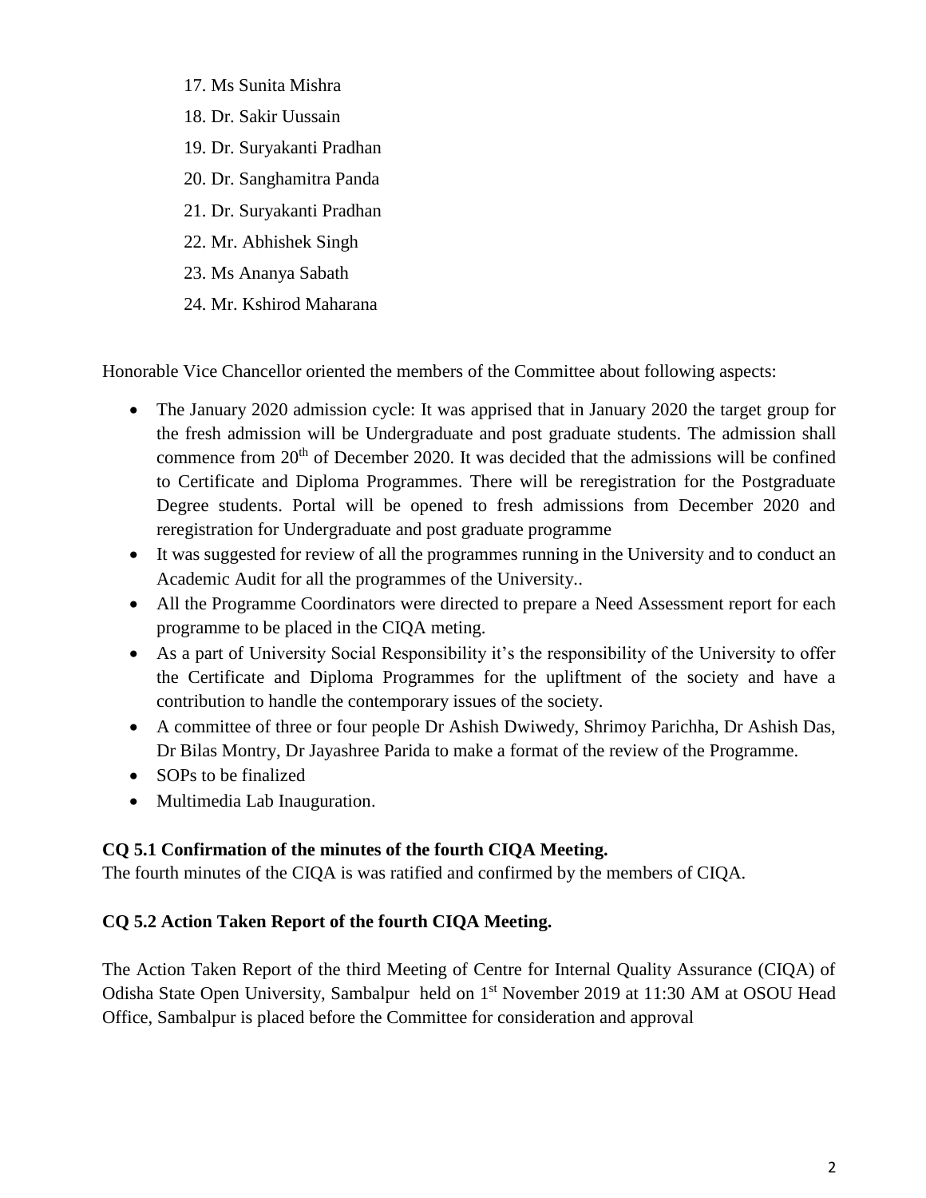17. Ms Sunita Mishra
18. Dr. Sakir Uussain
19. Dr. Suryakanti Pradhan
20. Dr. Sanghamitra Panda
21. Dr. Suryakanti Pradhan
22. Mr. Abhishek Singh
23. Ms Ananya Sabath
24. Mr. Kshirod Maharana

Honorable Vice Chancellor oriented the members of the Committee about following aspects:

- The January 2020 admission cycle: It was apprised that in January 2020 the target group for the fresh admission will be Undergraduate and post graduate students. The admission shall commence from 20th of December 2020. It was decided that the admissions will be confined to Certificate and Diploma Programmes. There will be reregistration for the Postgraduate Degree students. Portal will be opened to fresh admissions from December 2020 and reregistration for Undergraduate and post graduate programme
- It was suggested for review of all the programmes running in the University and to conduct an Academic Audit for all the programmes of the University..
- All the Programme Coordinators were directed to prepare a Need Assessment report for each programme to be placed in the CIQA meting.
- As a part of University Social Responsibility it's the responsibility of the University to offer the Certificate and Diploma Programmes for the upliftment of the society and have a contribution to handle the contemporary issues of the society.
- A committee of three or four people Dr Ashish Dwiwedy, Shrimoy Parichha, Dr Ashish Das, Dr Bilas Montry, Dr Jayashree Parida to make a format of the review of the Programme.
- SOPs to be finalized
- Multimedia Lab Inauguration.

**CQ 5.1 Confirmation of the minutes of the fourth CIQA Meeting.**

The fourth minutes of the CIQA is was ratified and confirmed by the members of CIQA.

**CQ 5.2 Action Taken Report of the fourth CIQA Meeting.**

The Action Taken Report of the third Meeting of Centre for Internal Quality Assurance (CIQA) of Odisha State Open University, Sambalpur held on 1st November 2019 at 11:30 AM at OSOU Head Office, Sambalpur is placed before the Committee for consideration and approval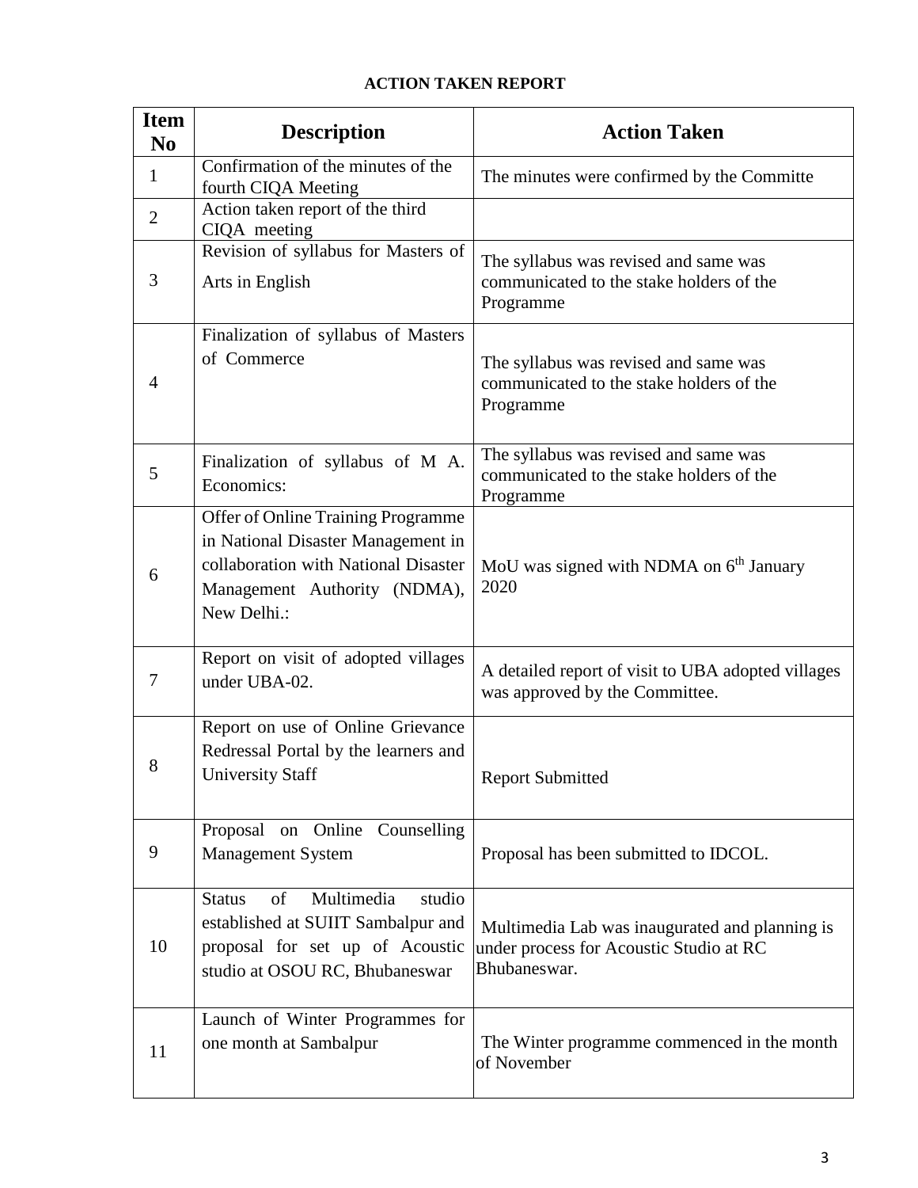**ACTION TAKEN REPORT**

| Item No | Description | Action Taken |
|---|---|---|
| 1 | Confirmation of the minutes of the fourth CIQA Meeting | The minutes were confirmed by the Committe |
| 2 | Action taken report of the third CIQA meeting | |
| 3 | Revision of syllabus for Masters of Arts in English | The syllabus was revised and same was communicated to the stake holders of the Programme |
| 4 | Finalization of syllabus of Masters of Commerce | The syllabus was revised and same was communicated to the stake holders of the Programme |
| 5 | Finalization of syllabus of M A. Economics: | The syllabus was revised and same was communicated to the stake holders of the Programme |
| 6 | Offer of Online Training Programme in National Disaster Management in collaboration with National Disaster Management Authority (NDMA), New Delhi.: | MoU was signed with NDMA on 6th January 2020 |
| 7 | Report on visit of adopted villages under UBA-02. | A detailed report of visit to UBA adopted villages was approved by the Committee. |
| 8 | Report on use of Online Grievance Redressal Portal by the learners and University Staff | Report Submitted |
| 9 | Proposal on Online Counselling Management System | Proposal has been submitted to IDCOL. |
| 10 | Status of Multimedia studio established at SUIIT Sambalpur and proposal for set up of Acoustic studio at OSOU RC, Bhubaneswar | Multimedia Lab was inaugurated and planning is under process for Acoustic Studio at RC Bhubaneswar. |
| 11 | Launch of Winter Programmes for one month at Sambalpur | The Winter programme commenced in the month of November |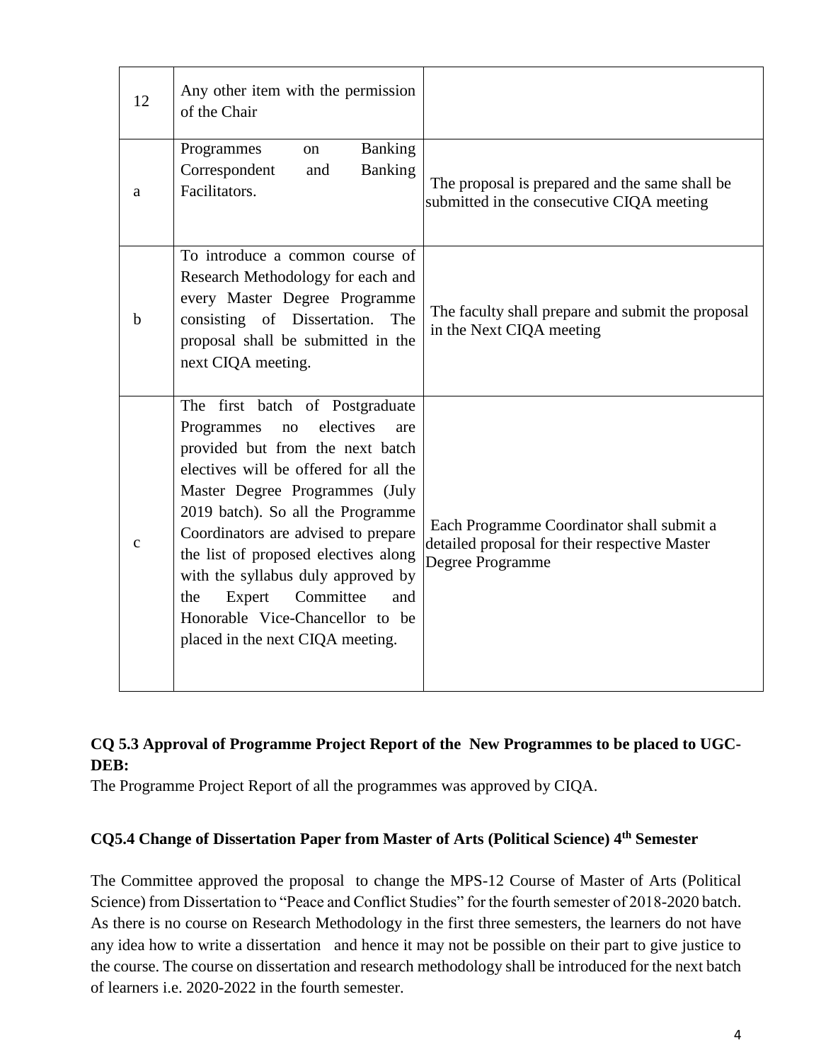| | | |
|---|---|---|
| 12 | Any other item with the permission of the Chair | |
| a | Programmes on Banking Correspondent and Banking Facilitators. | The proposal is prepared and the same shall be submitted in the consecutive CIQA meeting |
| b | To introduce a common course of Research Methodology for each and every Master Degree Programme consisting of Dissertation. The proposal shall be submitted in the next CIQA meeting. | The faculty shall prepare and submit the proposal in the Next CIQA meeting |
| c | The first batch of Postgraduate Programmes no electives are provided but from the next batch electives will be offered for all the Master Degree Programmes (July 2019 batch). So all the Programme Coordinators are advised to prepare the list of proposed electives along with the syllabus duly approved by the Expert Committee and Honorable Vice-Chancellor to be placed in the next CIQA meeting. | Each Programme Coordinator shall submit a detailed proposal for their respective Master Degree Programme |

**CQ 5.3 Approval of Programme Project Report of the New Programmes to be placed to UGC-DEB:**

The Programme Project Report of all the programmes was approved by CIQA.

**CQ5.4 Change of Dissertation Paper from Master of Arts (Political Science) 4th Semester**

The Committee approved the proposal to change the MPS-12 Course of Master of Arts (Political Science) from Dissertation to "Peace and Conflict Studies" for the fourth semester of 2018-2020 batch. As there is no course on Research Methodology in the first three semesters, the learners do not have any idea how to write a dissertation and hence it may not be possible on their part to give justice to the course. The course on dissertation and research methodology shall be introduced for the next batch of learners i.e. 2020-2022 in the fourth semester.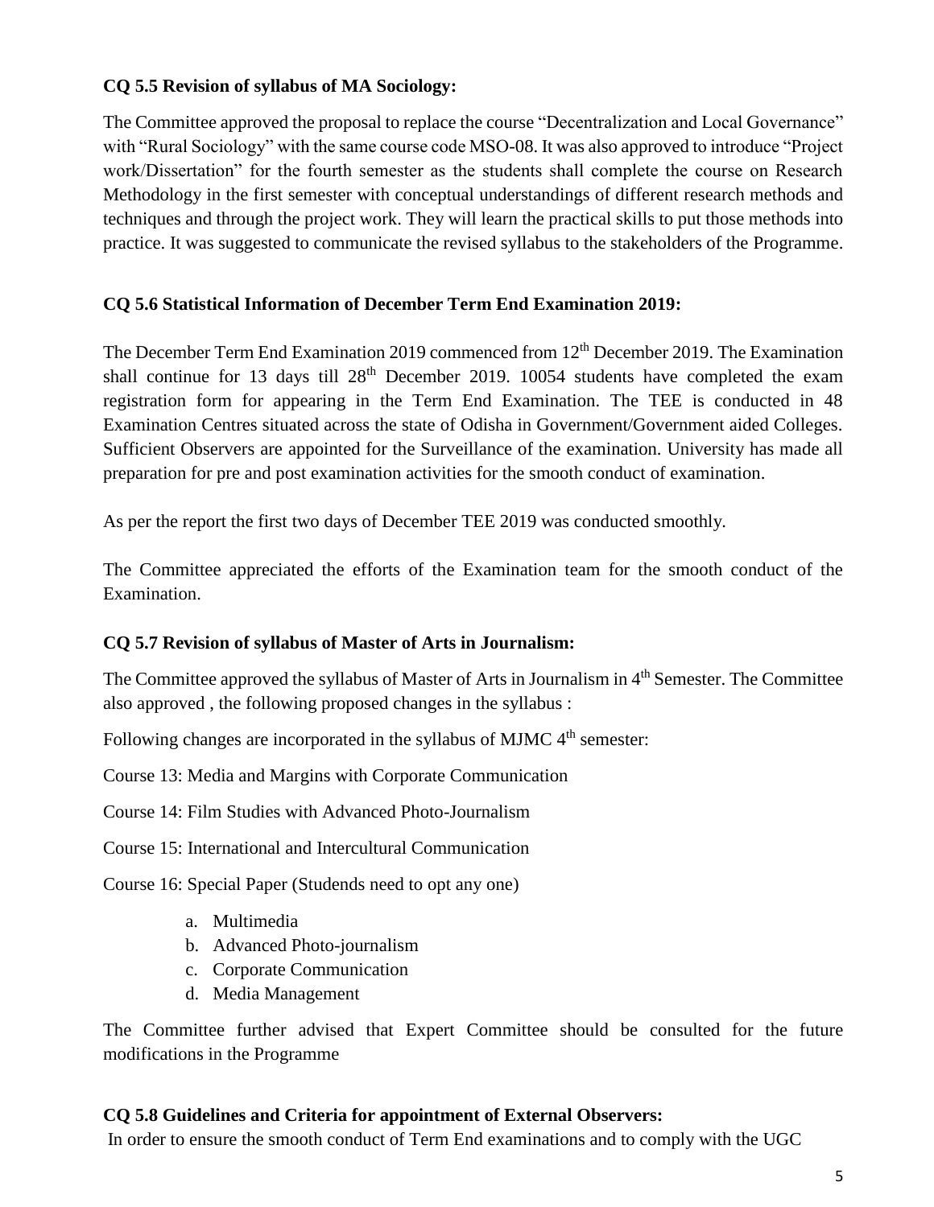**CQ 5.5 Revision of syllabus of MA Sociology:**

The Committee approved the proposal to replace the course "Decentralization and Local Governance" with "Rural Sociology" with the same course code MSO-08. It was also approved to introduce "Project work/Dissertation" for the fourth semester as the students shall complete the course on Research Methodology in the first semester with conceptual understandings of different research methods and techniques and through the project work. They will learn the practical skills to put those methods into practice. It was suggested to communicate the revised syllabus to the stakeholders of the Programme.

**CQ 5.6 Statistical Information of December Term End Examination 2019:**

The December Term End Examination 2019 commenced from 12th December 2019. The Examination shall continue for 13 days till 28th December 2019. 10054 students have completed the exam registration form for appearing in the Term End Examination. The TEE is conducted in 48 Examination Centres situated across the state of Odisha in Government/Government aided Colleges. Sufficient Observers are appointed for the Surveillance of the examination. University has made all preparation for pre and post examination activities for the smooth conduct of examination.

As per the report the first two days of December TEE 2019 was conducted smoothly.

The Committee appreciated the efforts of the Examination team for the smooth conduct of the Examination.

**CQ 5.7 Revision of syllabus of Master of Arts in Journalism:**

The Committee approved the syllabus of Master of Arts in Journalism in 4th Semester. The Committee also approved , the following proposed changes in the syllabus :

Following changes are incorporated in the syllabus of MJMC 4th semester:

Course 13: Media and Margins with Corporate Communication

Course 14: Film Studies with Advanced Photo-Journalism

Course 15: International and Intercultural Communication

Course 16: Special Paper (Studends need to opt any one)

a. Multimedia
b. Advanced Photo-journalism
c. Corporate Communication
d. Media Management

The Committee further advised that Expert Committee should be consulted for the future modifications in the Programme

**CQ 5.8 Guidelines and Criteria for appointment of External Observers:**

In order to ensure the smooth conduct of Term End examinations and to comply with the UGC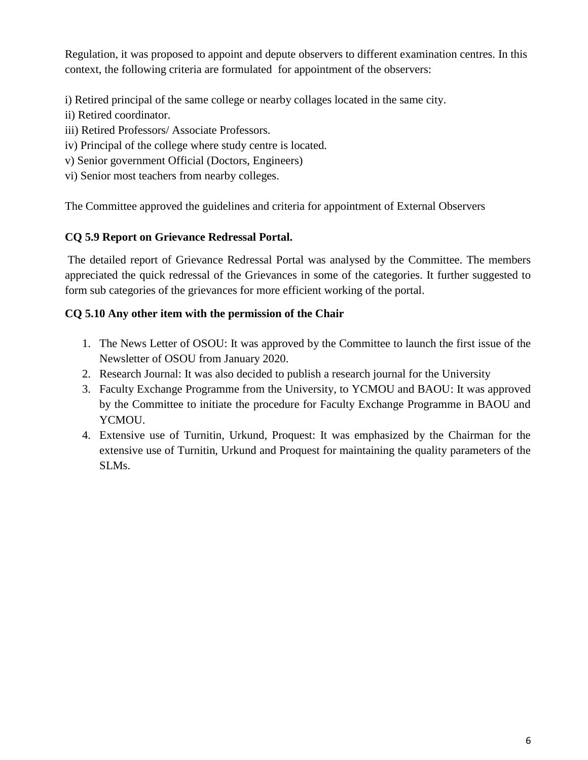Regulation, it was proposed to appoint and depute observers to different examination centres. In this context, the following criteria are formulated for appointment of the observers:

i) Retired principal of the same college or nearby collages located in the same city.
ii) Retired coordinator.
iii) Retired Professors/ Associate Professors.
iv) Principal of the college where study centre is located.
v) Senior government Official (Doctors, Engineers)
vi) Senior most teachers from nearby colleges.

The Committee approved the guidelines and criteria for appointment of External Observers

**CQ 5.9 Report on Grievance Redressal Portal.**

The detailed report of Grievance Redressal Portal was analysed by the Committee. The members appreciated the quick redressal of the Grievances in some of the categories. It further suggested to form sub categories of the grievances for more efficient working of the portal.

**CQ 5.10 Any other item with the permission of the Chair**

1. The News Letter of OSOU: It was approved by the Committee to launch the first issue of the Newsletter of OSOU from January 2020.
2. Research Journal: It was also decided to publish a research journal for the University
3. Faculty Exchange Programme from the University, to YCMOU and BAOU: It was approved by the Committee to initiate the procedure for Faculty Exchange Programme in BAOU and YCMOU.
4. Extensive use of Turnitin, Urkund, Proquest: It was emphasized by the Chairman for the extensive use of Turnitin, Urkund and Proquest for maintaining the quality parameters of the SLMs.